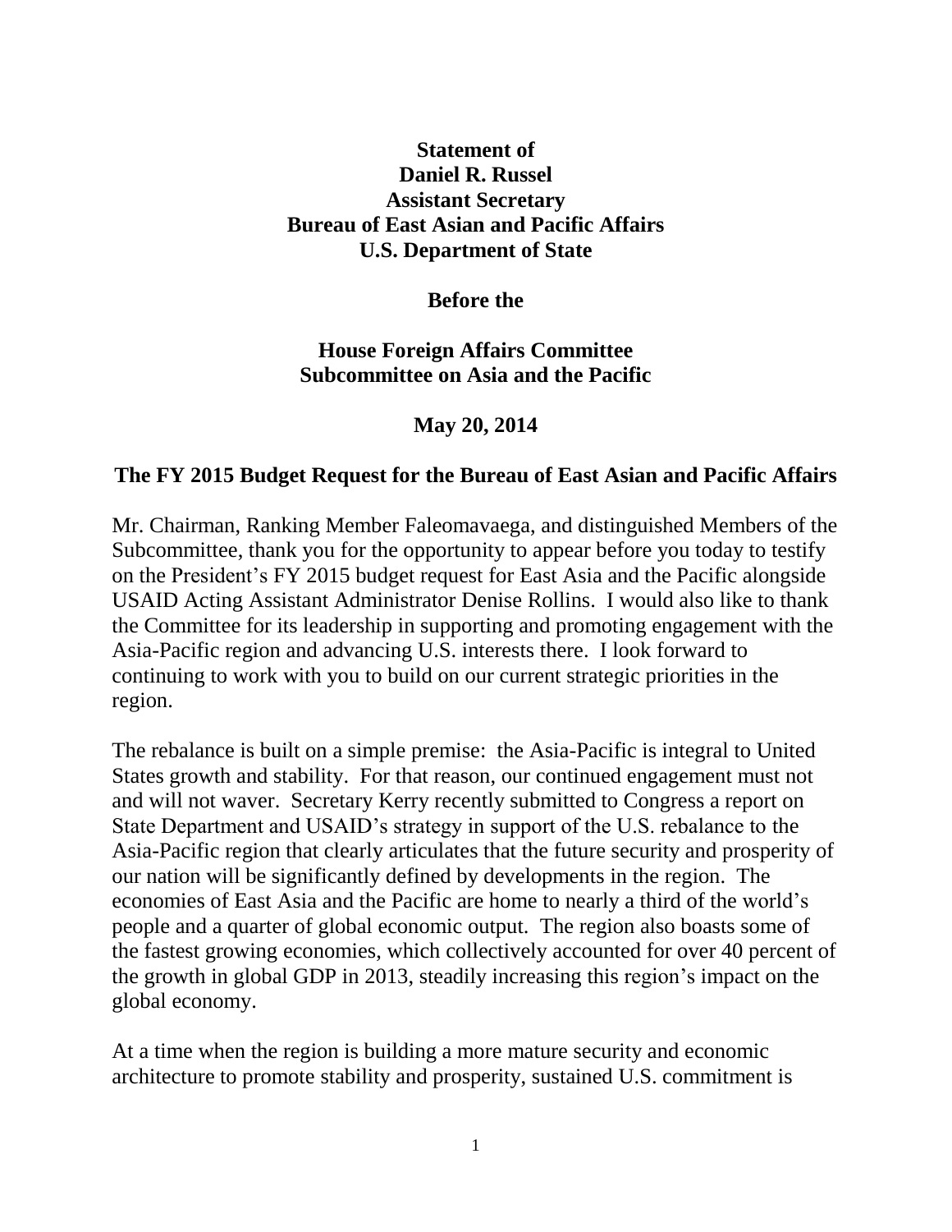**Statement of**
**Daniel R. Russel**
**Assistant Secretary**
**Bureau of East Asian and Pacific Affairs**
**U.S. Department of State**

**Before the**

**House Foreign Affairs Committee**
**Subcommittee on Asia and the Pacific**

**May 20, 2014**

## The FY 2015 Budget Request for the Bureau of East Asian and Pacific Affairs

Mr. Chairman, Ranking Member Faleomavaega, and distinguished Members of the Subcommittee, thank you for the opportunity to appear before you today to testify on the President's FY 2015 budget request for East Asia and the Pacific alongside USAID Acting Assistant Administrator Denise Rollins. I would also like to thank the Committee for its leadership in supporting and promoting engagement with the Asia-Pacific region and advancing U.S. interests there. I look forward to continuing to work with you to build on our current strategic priorities in the region.

The rebalance is built on a simple premise: the Asia-Pacific is integral to United States growth and stability. For that reason, our continued engagement must not and will not waver. Secretary Kerry recently submitted to Congress a report on State Department and USAID's strategy in support of the U.S. rebalance to the Asia-Pacific region that clearly articulates that the future security and prosperity of our nation will be significantly defined by developments in the region. The economies of East Asia and the Pacific are home to nearly a third of the world's people and a quarter of global economic output. The region also boasts some of the fastest growing economies, which collectively accounted for over 40 percent of the growth in global GDP in 2013, steadily increasing this region's impact on the global economy.

At a time when the region is building a more mature security and economic architecture to promote stability and prosperity, sustained U.S. commitment is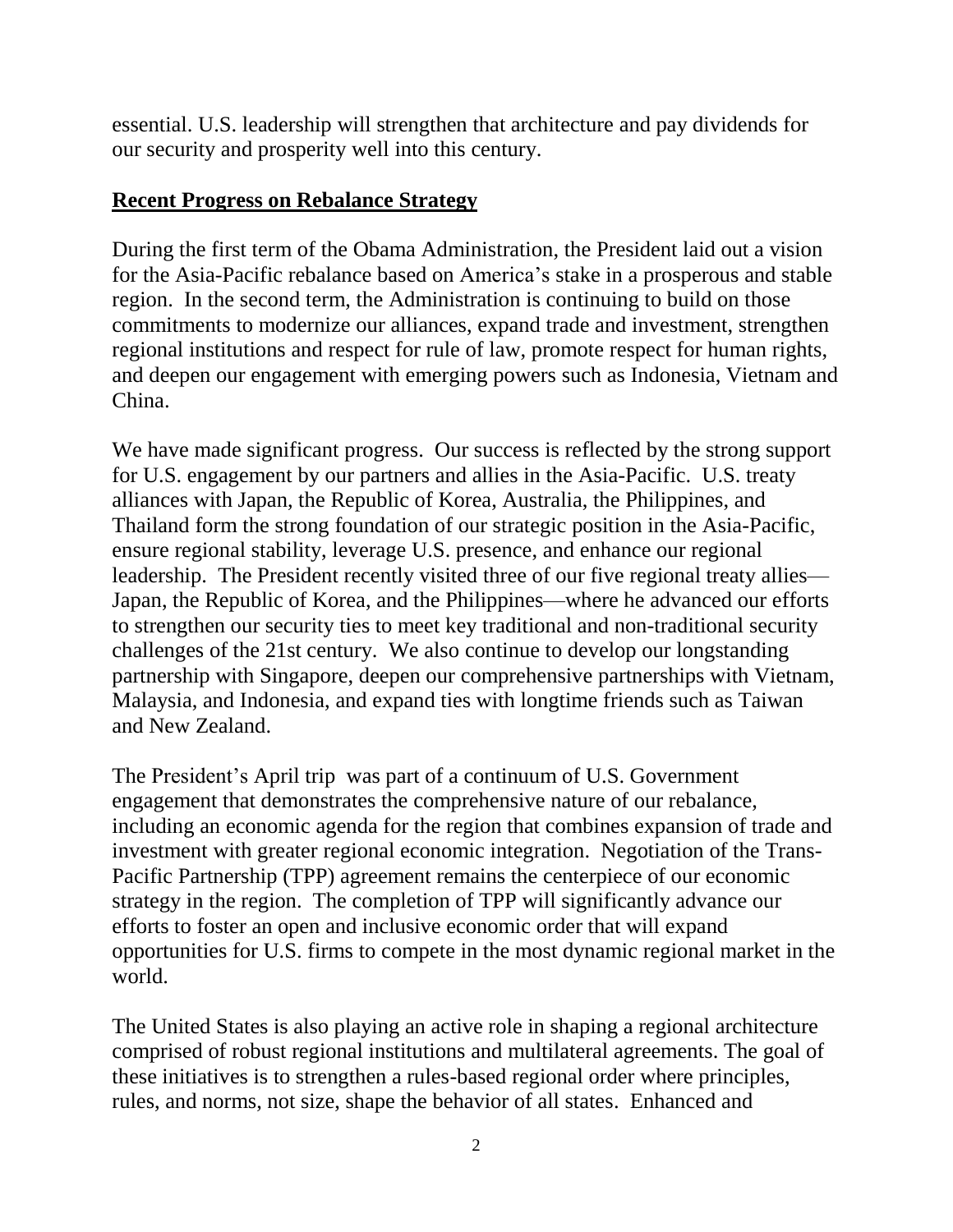essential. U.S. leadership will strengthen that architecture and pay dividends for our security and prosperity well into this century.

## Recent Progress on Rebalance Strategy

During the first term of the Obama Administration, the President laid out a vision for the Asia-Pacific rebalance based on America's stake in a prosperous and stable region. In the second term, the Administration is continuing to build on those commitments to modernize our alliances, expand trade and investment, strengthen regional institutions and respect for rule of law, promote respect for human rights, and deepen our engagement with emerging powers such as Indonesia, Vietnam and China.

We have made significant progress. Our success is reflected by the strong support for U.S. engagement by our partners and allies in the Asia-Pacific. U.S. treaty alliances with Japan, the Republic of Korea, Australia, the Philippines, and Thailand form the strong foundation of our strategic position in the Asia-Pacific, ensure regional stability, leverage U.S. presence, and enhance our regional leadership. The President recently visited three of our five regional treaty allies—Japan, the Republic of Korea, and the Philippines—where he advanced our efforts to strengthen our security ties to meet key traditional and non-traditional security challenges of the 21st century. We also continue to develop our longstanding partnership with Singapore, deepen our comprehensive partnerships with Vietnam, Malaysia, and Indonesia, and expand ties with longtime friends such as Taiwan and New Zealand.

The President's April trip was part of a continuum of U.S. Government engagement that demonstrates the comprehensive nature of our rebalance, including an economic agenda for the region that combines expansion of trade and investment with greater regional economic integration. Negotiation of the Trans-Pacific Partnership (TPP) agreement remains the centerpiece of our economic strategy in the region. The completion of TPP will significantly advance our efforts to foster an open and inclusive economic order that will expand opportunities for U.S. firms to compete in the most dynamic regional market in the world.

The United States is also playing an active role in shaping a regional architecture comprised of robust regional institutions and multilateral agreements. The goal of these initiatives is to strengthen a rules-based regional order where principles, rules, and norms, not size, shape the behavior of all states. Enhanced and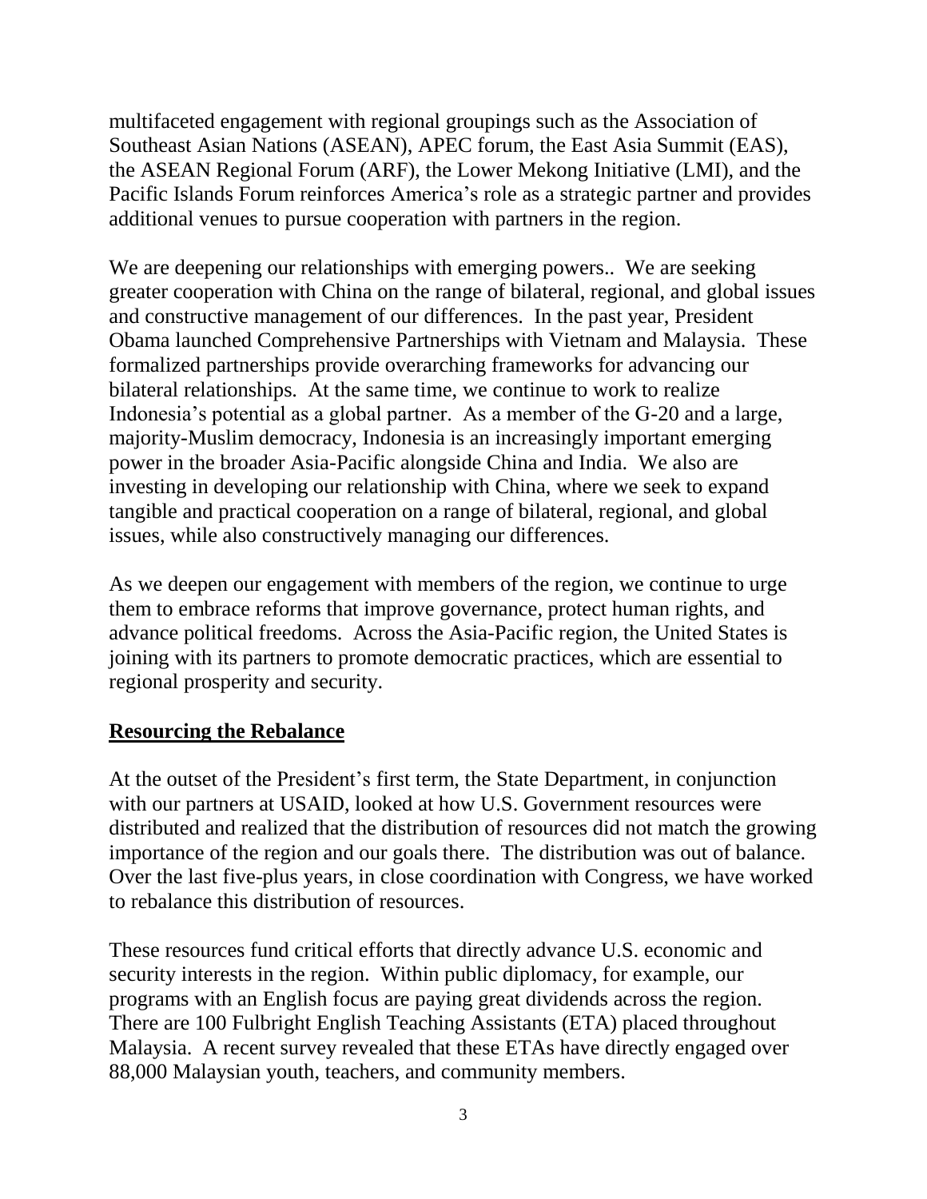multifaceted engagement with regional groupings such as the Association of Southeast Asian Nations (ASEAN), APEC forum, the East Asia Summit (EAS), the ASEAN Regional Forum (ARF), the Lower Mekong Initiative (LMI), and the Pacific Islands Forum reinforces America's role as a strategic partner and provides additional venues to pursue cooperation with partners in the region.

We are deepening our relationships with emerging powers.. We are seeking greater cooperation with China on the range of bilateral, regional, and global issues and constructive management of our differences. In the past year, President Obama launched Comprehensive Partnerships with Vietnam and Malaysia. These formalized partnerships provide overarching frameworks for advancing our bilateral relationships. At the same time, we continue to work to realize Indonesia's potential as a global partner. As a member of the G-20 and a large, majority-Muslim democracy, Indonesia is an increasingly important emerging power in the broader Asia-Pacific alongside China and India. We also are investing in developing our relationship with China, where we seek to expand tangible and practical cooperation on a range of bilateral, regional, and global issues, while also constructively managing our differences.

As we deepen our engagement with members of the region, we continue to urge them to embrace reforms that improve governance, protect human rights, and advance political freedoms. Across the Asia-Pacific region, the United States is joining with its partners to promote democratic practices, which are essential to regional prosperity and security.

## Resourcing the Rebalance

At the outset of the President's first term, the State Department, in conjunction with our partners at USAID, looked at how U.S. Government resources were distributed and realized that the distribution of resources did not match the growing importance of the region and our goals there. The distribution was out of balance. Over the last five-plus years, in close coordination with Congress, we have worked to rebalance this distribution of resources.

These resources fund critical efforts that directly advance U.S. economic and security interests in the region. Within public diplomacy, for example, our programs with an English focus are paying great dividends across the region. There are 100 Fulbright English Teaching Assistants (ETA) placed throughout Malaysia. A recent survey revealed that these ETAs have directly engaged over 88,000 Malaysian youth, teachers, and community members.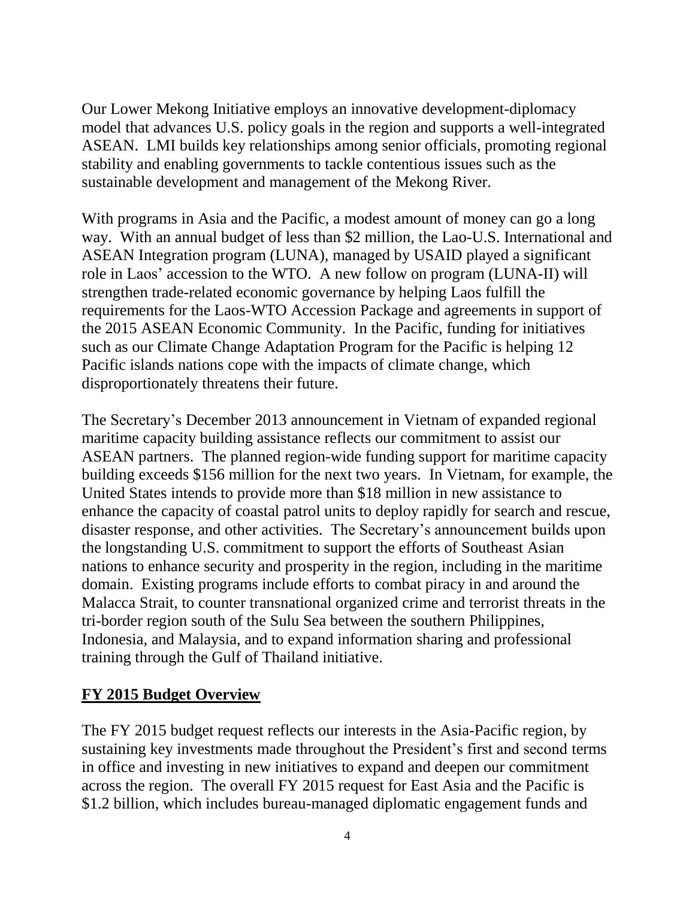Our Lower Mekong Initiative employs an innovative development-diplomacy model that advances U.S. policy goals in the region and supports a well-integrated ASEAN. LMI builds key relationships among senior officials, promoting regional stability and enabling governments to tackle contentious issues such as the sustainable development and management of the Mekong River.

With programs in Asia and the Pacific, a modest amount of money can go a long way. With an annual budget of less than $2 million, the Lao-U.S. International and ASEAN Integration program (LUNA), managed by USAID played a significant role in Laos' accession to the WTO. A new follow on program (LUNA-II) will strengthen trade-related economic governance by helping Laos fulfill the requirements for the Laos-WTO Accession Package and agreements in support of the 2015 ASEAN Economic Community. In the Pacific, funding for initiatives such as our Climate Change Adaptation Program for the Pacific is helping 12 Pacific islands nations cope with the impacts of climate change, which disproportionately threatens their future.

The Secretary's December 2013 announcement in Vietnam of expanded regional maritime capacity building assistance reflects our commitment to assist our ASEAN partners. The planned region-wide funding support for maritime capacity building exceeds $156 million for the next two years. In Vietnam, for example, the United States intends to provide more than $18 million in new assistance to enhance the capacity of coastal patrol units to deploy rapidly for search and rescue, disaster response, and other activities. The Secretary's announcement builds upon the longstanding U.S. commitment to support the efforts of Southeast Asian nations to enhance security and prosperity in the region, including in the maritime domain. Existing programs include efforts to combat piracy in and around the Malacca Strait, to counter transnational organized crime and terrorist threats in the tri-border region south of the Sulu Sea between the southern Philippines, Indonesia, and Malaysia, and to expand information sharing and professional training through the Gulf of Thailand initiative.

## FY 2015 Budget Overview

The FY 2015 budget request reflects our interests in the Asia-Pacific region, by sustaining key investments made throughout the President's first and second terms in office and investing in new initiatives to expand and deepen our commitment across the region. The overall FY 2015 request for East Asia and the Pacific is $1.2 billion, which includes bureau-managed diplomatic engagement funds and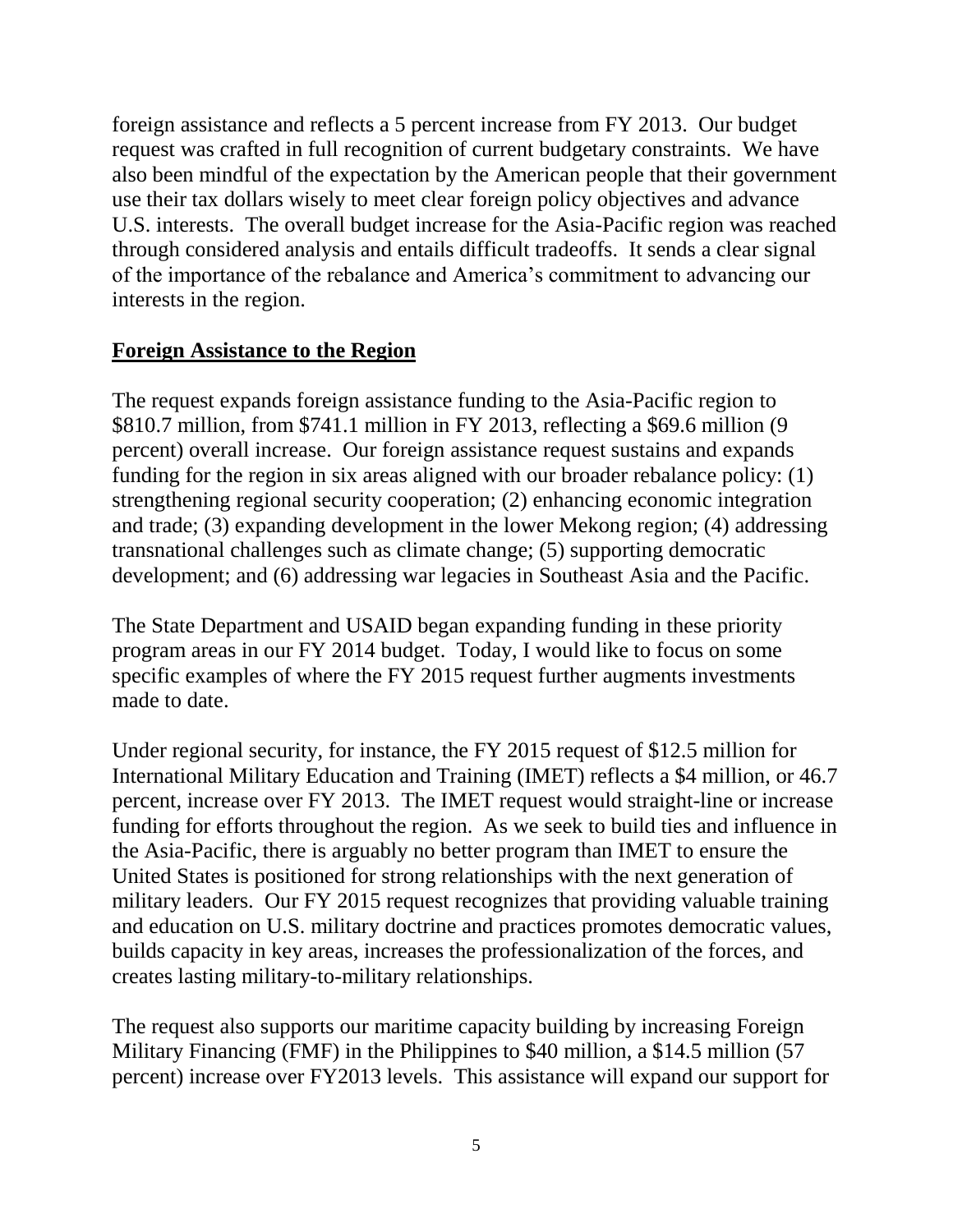foreign assistance and reflects a 5 percent increase from FY 2013. Our budget request was crafted in full recognition of current budgetary constraints. We have also been mindful of the expectation by the American people that their government use their tax dollars wisely to meet clear foreign policy objectives and advance U.S. interests. The overall budget increase for the Asia-Pacific region was reached through considered analysis and entails difficult tradeoffs. It sends a clear signal of the importance of the rebalance and America's commitment to advancing our interests in the region.

## Foreign Assistance to the Region

The request expands foreign assistance funding to the Asia-Pacific region to \$810.7 million, from \$741.1 million in FY 2013, reflecting a \$69.6 million (9 percent) overall increase. Our foreign assistance request sustains and expands funding for the region in six areas aligned with our broader rebalance policy: (1) strengthening regional security cooperation; (2) enhancing economic integration and trade; (3) expanding development in the lower Mekong region; (4) addressing transnational challenges such as climate change; (5) supporting democratic development; and (6) addressing war legacies in Southeast Asia and the Pacific.

The State Department and USAID began expanding funding in these priority program areas in our FY 2014 budget. Today, I would like to focus on some specific examples of where the FY 2015 request further augments investments made to date.

Under regional security, for instance, the FY 2015 request of \$12.5 million for International Military Education and Training (IMET) reflects a \$4 million, or 46.7 percent, increase over FY 2013. The IMET request would straight-line or increase funding for efforts throughout the region. As we seek to build ties and influence in the Asia-Pacific, there is arguably no better program than IMET to ensure the United States is positioned for strong relationships with the next generation of military leaders. Our FY 2015 request recognizes that providing valuable training and education on U.S. military doctrine and practices promotes democratic values, builds capacity in key areas, increases the professionalization of the forces, and creates lasting military-to-military relationships.

The request also supports our maritime capacity building by increasing Foreign Military Financing (FMF) in the Philippines to \$40 million, a \$14.5 million (57 percent) increase over FY2013 levels. This assistance will expand our support for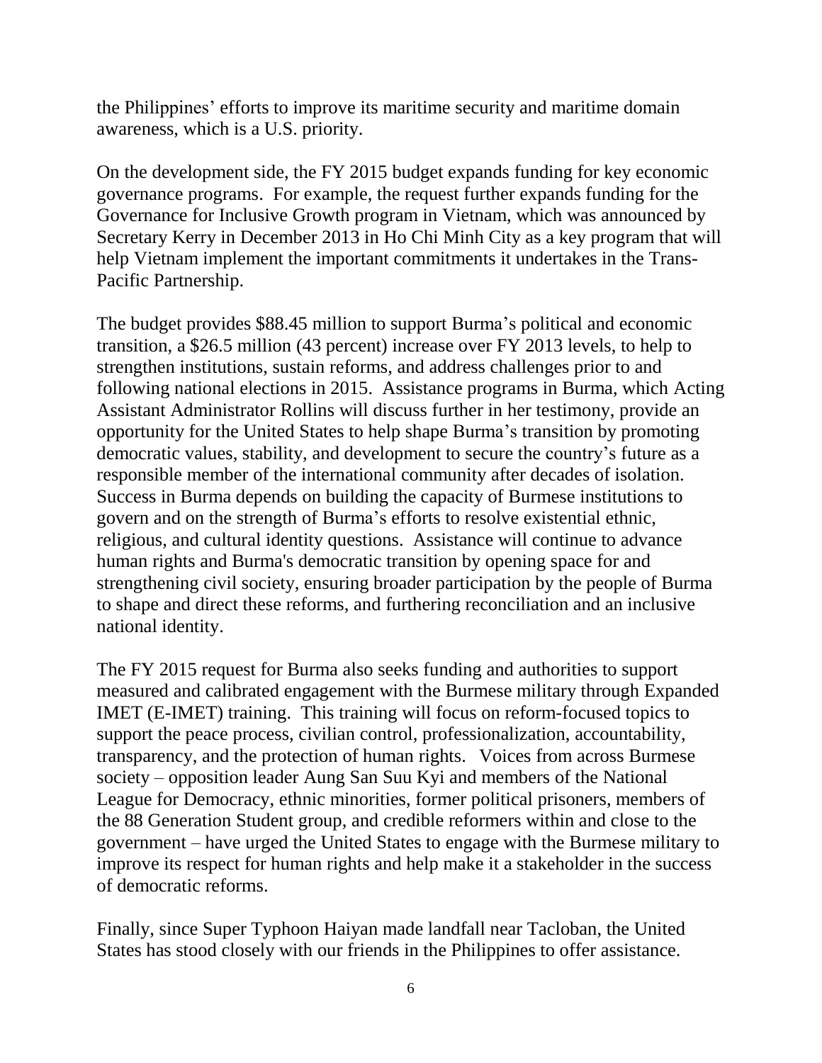the Philippines' efforts to improve its maritime security and maritime domain awareness, which is a U.S. priority.

On the development side, the FY 2015 budget expands funding for key economic governance programs. For example, the request further expands funding for the Governance for Inclusive Growth program in Vietnam, which was announced by Secretary Kerry in December 2013 in Ho Chi Minh City as a key program that will help Vietnam implement the important commitments it undertakes in the Trans-Pacific Partnership.

The budget provides $88.45 million to support Burma's political and economic transition, a $26.5 million (43 percent) increase over FY 2013 levels, to help to strengthen institutions, sustain reforms, and address challenges prior to and following national elections in 2015. Assistance programs in Burma, which Acting Assistant Administrator Rollins will discuss further in her testimony, provide an opportunity for the United States to help shape Burma's transition by promoting democratic values, stability, and development to secure the country's future as a responsible member of the international community after decades of isolation. Success in Burma depends on building the capacity of Burmese institutions to govern and on the strength of Burma's efforts to resolve existential ethnic, religious, and cultural identity questions. Assistance will continue to advance human rights and Burma's democratic transition by opening space for and strengthening civil society, ensuring broader participation by the people of Burma to shape and direct these reforms, and furthering reconciliation and an inclusive national identity.

The FY 2015 request for Burma also seeks funding and authorities to support measured and calibrated engagement with the Burmese military through Expanded IMET (E-IMET) training. This training will focus on reform-focused topics to support the peace process, civilian control, professionalization, accountability, transparency, and the protection of human rights. Voices from across Burmese society – opposition leader Aung San Suu Kyi and members of the National League for Democracy, ethnic minorities, former political prisoners, members of the 88 Generation Student group, and credible reformers within and close to the government – have urged the United States to engage with the Burmese military to improve its respect for human rights and help make it a stakeholder in the success of democratic reforms.

Finally, since Super Typhoon Haiyan made landfall near Tacloban, the United States has stood closely with our friends in the Philippines to offer assistance.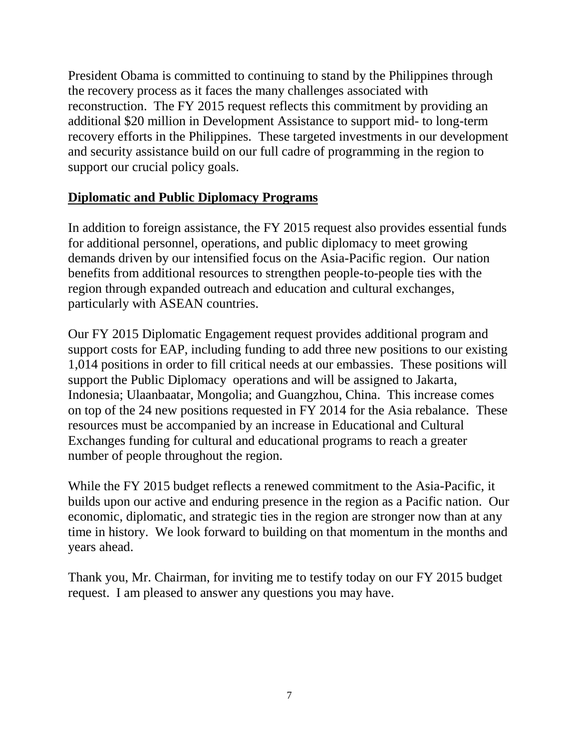President Obama is committed to continuing to stand by the Philippines through the recovery process as it faces the many challenges associated with reconstruction. The FY 2015 request reflects this commitment by providing an additional $20 million in Development Assistance to support mid- to long-term recovery efforts in the Philippines. These targeted investments in our development and security assistance build on our full cadre of programming in the region to support our crucial policy goals.

## Diplomatic and Public Diplomacy Programs

In addition to foreign assistance, the FY 2015 request also provides essential funds for additional personnel, operations, and public diplomacy to meet growing demands driven by our intensified focus on the Asia-Pacific region. Our nation benefits from additional resources to strengthen people-to-people ties with the region through expanded outreach and education and cultural exchanges, particularly with ASEAN countries.

Our FY 2015 Diplomatic Engagement request provides additional program and support costs for EAP, including funding to add three new positions to our existing 1,014 positions in order to fill critical needs at our embassies. These positions will support the Public Diplomacy operations and will be assigned to Jakarta, Indonesia; Ulaanbaatar, Mongolia; and Guangzhou, China. This increase comes on top of the 24 new positions requested in FY 2014 for the Asia rebalance. These resources must be accompanied by an increase in Educational and Cultural Exchanges funding for cultural and educational programs to reach a greater number of people throughout the region.

While the FY 2015 budget reflects a renewed commitment to the Asia-Pacific, it builds upon our active and enduring presence in the region as a Pacific nation. Our economic, diplomatic, and strategic ties in the region are stronger now than at any time in history. We look forward to building on that momentum in the months and years ahead.

Thank you, Mr. Chairman, for inviting me to testify today on our FY 2015 budget request. I am pleased to answer any questions you may have.